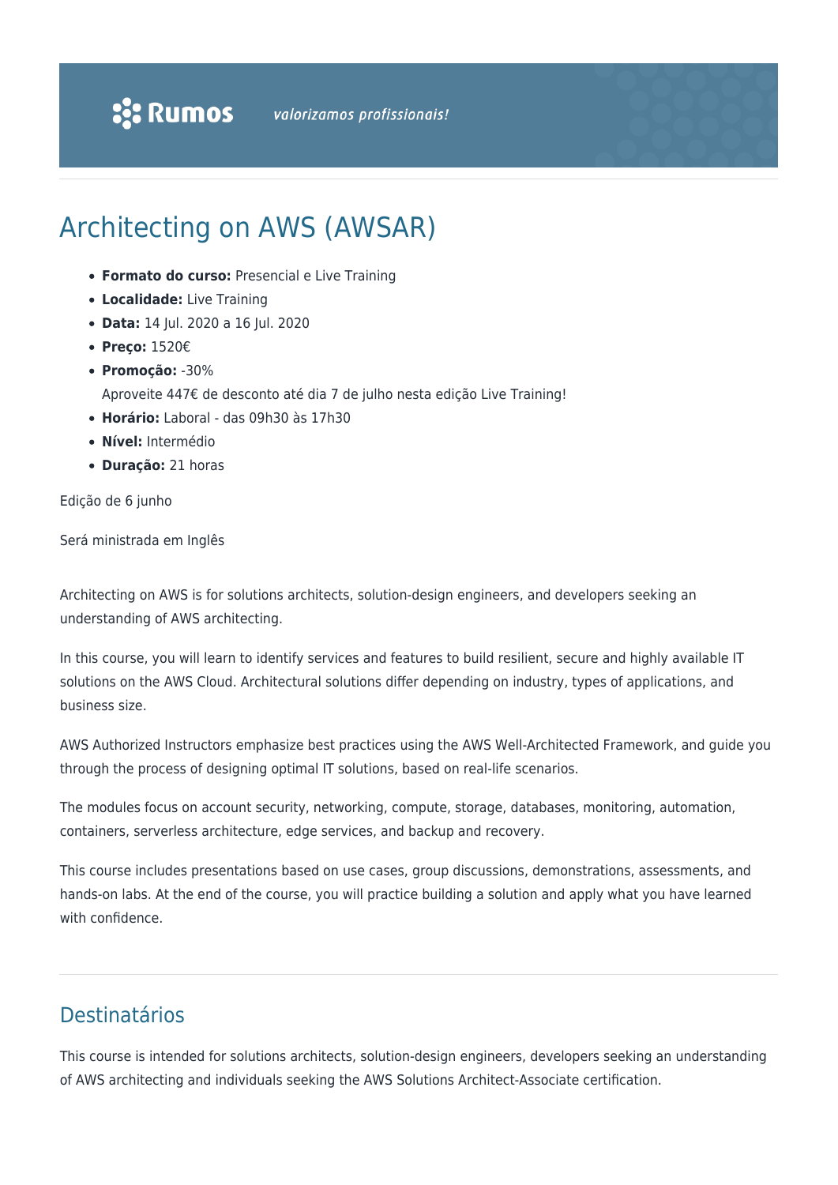# Architecting on AWS (AWSAR)

- **Formato do curso:** Presencial e Live Training
- **Localidade:** Live Training
- **Data:** 14 Jul. 2020 a 16 Jul. 2020
- **Preço:** 1520€
- **Promoção:** -30%
  Aproveite 447€ de desconto até dia 7 de julho nesta edição Live Training!
- **Horário:** Laboral - das 09h30 às 17h30
- **Nível:** Intermédio
- **Duração:** 21 horas

Edição de 6 junho

Será ministrada em Inglês

Architecting on AWS is for solutions architects, solution-design engineers, and developers seeking an understanding of AWS architecting.

In this course, you will learn to identify services and features to build resilient, secure and highly available IT solutions on the AWS Cloud. Architectural solutions differ depending on industry, types of applications, and business size.

AWS Authorized Instructors emphasize best practices using the AWS Well-Architected Framework, and guide you through the process of designing optimal IT solutions, based on real-life scenarios.

The modules focus on account security, networking, compute, storage, databases, monitoring, automation, containers, serverless architecture, edge services, and backup and recovery.

This course includes presentations based on use cases, group discussions, demonstrations, assessments, and hands-on labs. At the end of the course, you will practice building a solution and apply what you have learned with confidence.

## Destinatários

This course is intended for solutions architects, solution-design engineers, developers seeking an understanding of AWS architecting and individuals seeking the AWS Solutions Architect-Associate certification.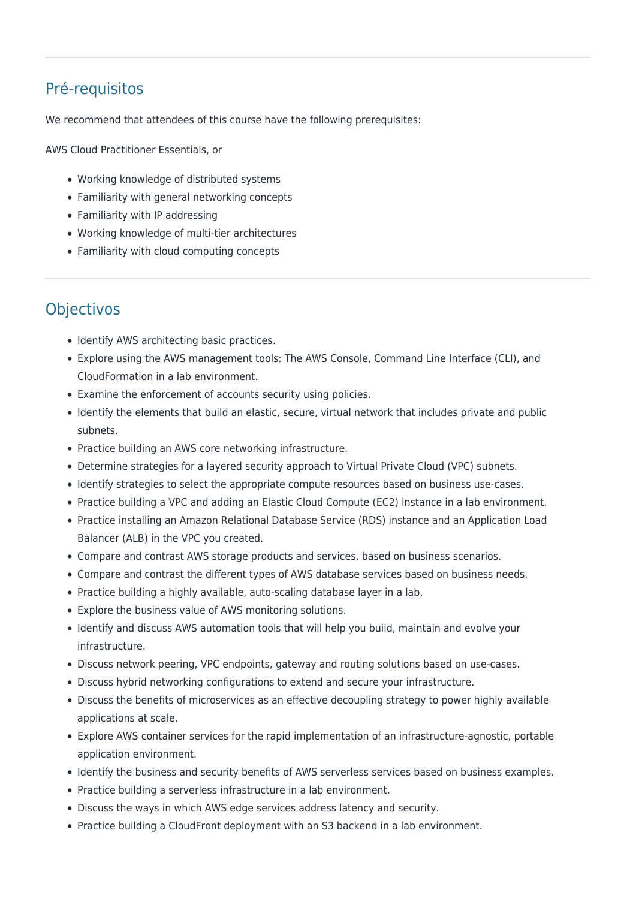## Pré-requisitos

We recommend that attendees of this course have the following prerequisites:

AWS Cloud Practitioner Essentials, or

- Working knowledge of distributed systems
- Familiarity with general networking concepts
- Familiarity with IP addressing
- Working knowledge of multi-tier architectures
- Familiarity with cloud computing concepts

## Objectivos

- Identify AWS architecting basic practices.
- Explore using the AWS management tools: The AWS Console, Command Line Interface (CLI), and CloudFormation in a lab environment.
- Examine the enforcement of accounts security using policies.
- Identify the elements that build an elastic, secure, virtual network that includes private and public subnets.
- Practice building an AWS core networking infrastructure.
- Determine strategies for a layered security approach to Virtual Private Cloud (VPC) subnets.
- Identify strategies to select the appropriate compute resources based on business use-cases.
- Practice building a VPC and adding an Elastic Cloud Compute (EC2) instance in a lab environment.
- Practice installing an Amazon Relational Database Service (RDS) instance and an Application Load Balancer (ALB) in the VPC you created.
- Compare and contrast AWS storage products and services, based on business scenarios.
- Compare and contrast the different types of AWS database services based on business needs.
- Practice building a highly available, auto-scaling database layer in a lab.
- Explore the business value of AWS monitoring solutions.
- Identify and discuss AWS automation tools that will help you build, maintain and evolve your infrastructure.
- Discuss network peering, VPC endpoints, gateway and routing solutions based on use-cases.
- Discuss hybrid networking configurations to extend and secure your infrastructure.
- Discuss the benefits of microservices as an effective decoupling strategy to power highly available applications at scale.
- Explore AWS container services for the rapid implementation of an infrastructure-agnostic, portable application environment.
- Identify the business and security benefits of AWS serverless services based on business examples.
- Practice building a serverless infrastructure in a lab environment.
- Discuss the ways in which AWS edge services address latency and security.
- Practice building a CloudFront deployment with an S3 backend in a lab environment.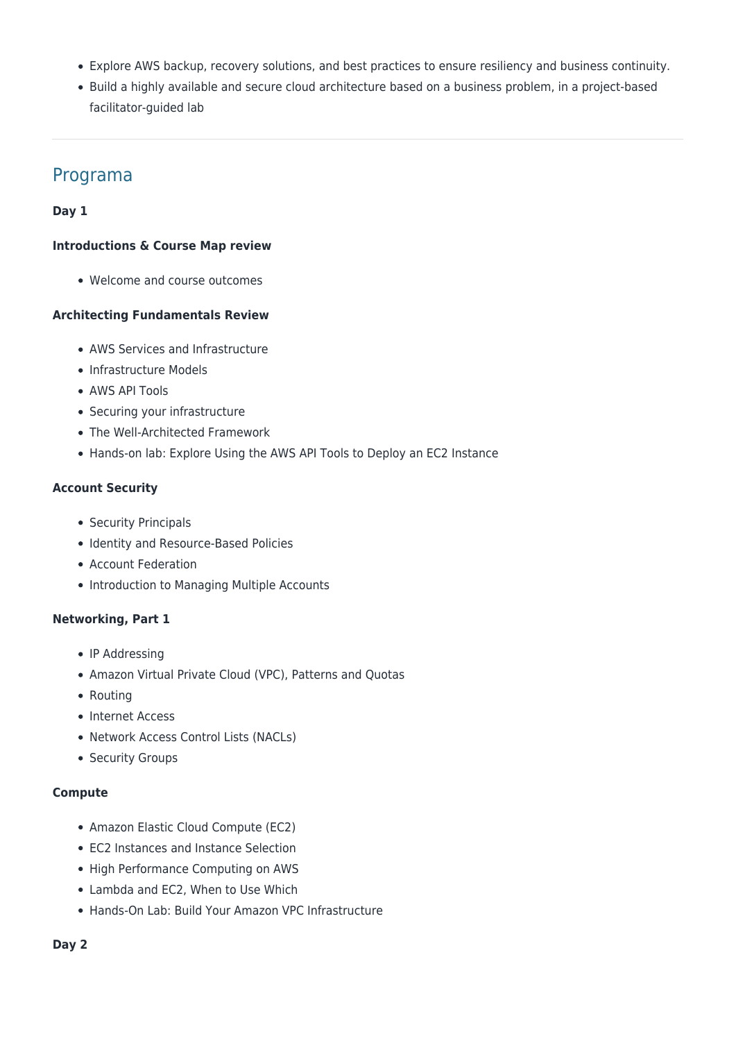- Explore AWS backup, recovery solutions, and best practices to ensure resiliency and business continuity.
- Build a highly available and secure cloud architecture based on a business problem, in a project-based facilitator-guided lab

---

## Programa

**Day 1**

**Introductions & Course Map review**

- Welcome and course outcomes

**Architecting Fundamentals Review**

- AWS Services and Infrastructure
- Infrastructure Models
- AWS API Tools
- Securing your infrastructure
- The Well-Architected Framework
- Hands-on lab: Explore Using the AWS API Tools to Deploy an EC2 Instance

**Account Security**

- Security Principals
- Identity and Resource-Based Policies
- Account Federation
- Introduction to Managing Multiple Accounts

**Networking, Part 1**

- IP Addressing
- Amazon Virtual Private Cloud (VPC), Patterns and Quotas
- Routing
- Internet Access
- Network Access Control Lists (NACLs)
- Security Groups

**Compute**

- Amazon Elastic Cloud Compute (EC2)
- EC2 Instances and Instance Selection
- High Performance Computing on AWS
- Lambda and EC2, When to Use Which
- Hands-On Lab: Build Your Amazon VPC Infrastructure

**Day 2**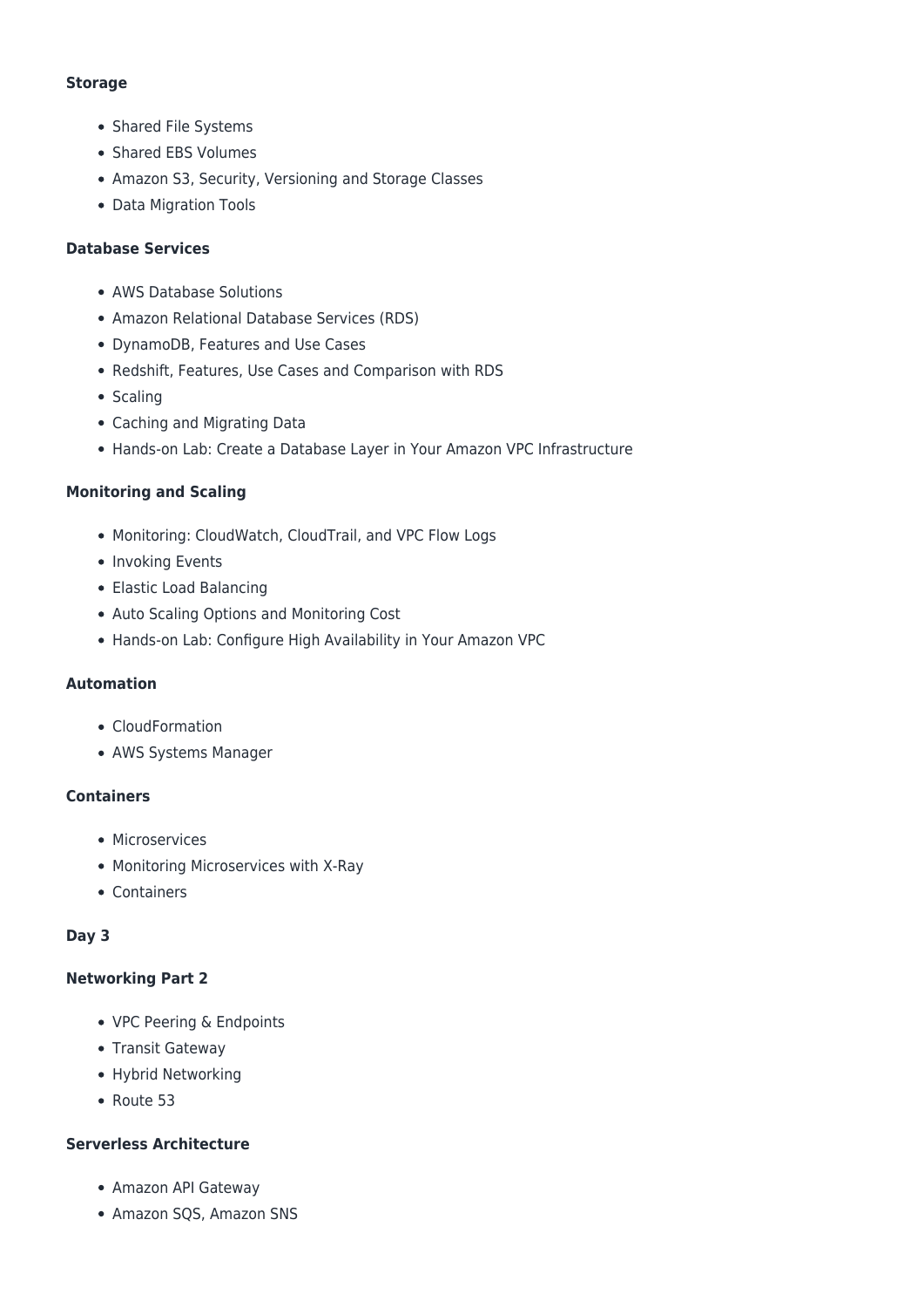**Storage**

- Shared File Systems
- Shared EBS Volumes
- Amazon S3, Security, Versioning and Storage Classes
- Data Migration Tools

**Database Services**

- AWS Database Solutions
- Amazon Relational Database Services (RDS)
- DynamoDB, Features and Use Cases
- Redshift, Features, Use Cases and Comparison with RDS
- Scaling
- Caching and Migrating Data
- Hands-on Lab: Create a Database Layer in Your Amazon VPC Infrastructure

**Monitoring and Scaling**

- Monitoring: CloudWatch, CloudTrail, and VPC Flow Logs
- Invoking Events
- Elastic Load Balancing
- Auto Scaling Options and Monitoring Cost
- Hands-on Lab: Configure High Availability in Your Amazon VPC

**Automation**

- CloudFormation
- AWS Systems Manager

**Containers**

- Microservices
- Monitoring Microservices with X-Ray
- Containers

**Day 3**

**Networking Part 2**

- VPC Peering & Endpoints
- Transit Gateway
- Hybrid Networking
- Route 53

**Serverless Architecture**

- Amazon API Gateway
- Amazon SQS, Amazon SNS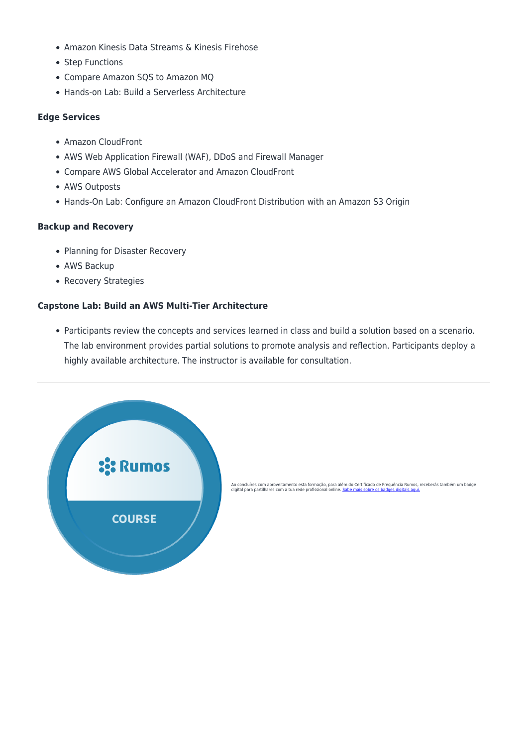- Amazon Kinesis Data Streams & Kinesis Firehose
- Step Functions
- Compare Amazon SQS to Amazon MQ
- Hands-on Lab: Build a Serverless Architecture

**Edge Services**

- Amazon CloudFront
- AWS Web Application Firewall (WAF), DDoS and Firewall Manager
- Compare AWS Global Accelerator and Amazon CloudFront
- AWS Outposts
- Hands-On Lab: Configure an Amazon CloudFront Distribution with an Amazon S3 Origin

**Backup and Recovery**

- Planning for Disaster Recovery
- AWS Backup
- Recovery Strategies

**Capstone Lab: Build an AWS Multi-Tier Architecture**

- Participants review the concepts and services learned in class and build a solution based on a scenario. The lab environment provides partial solutions to promote analysis and reflection. Participants deploy a highly available architecture. The instructor is available for consultation.

---

Ao concluíres com aproveitamento esta formação, para além do Certificado de Frequência Rumos, receberás também um badge digital para partilhares com a tua rede profissional online. Sabe mais sobre os badges digitais aqui.